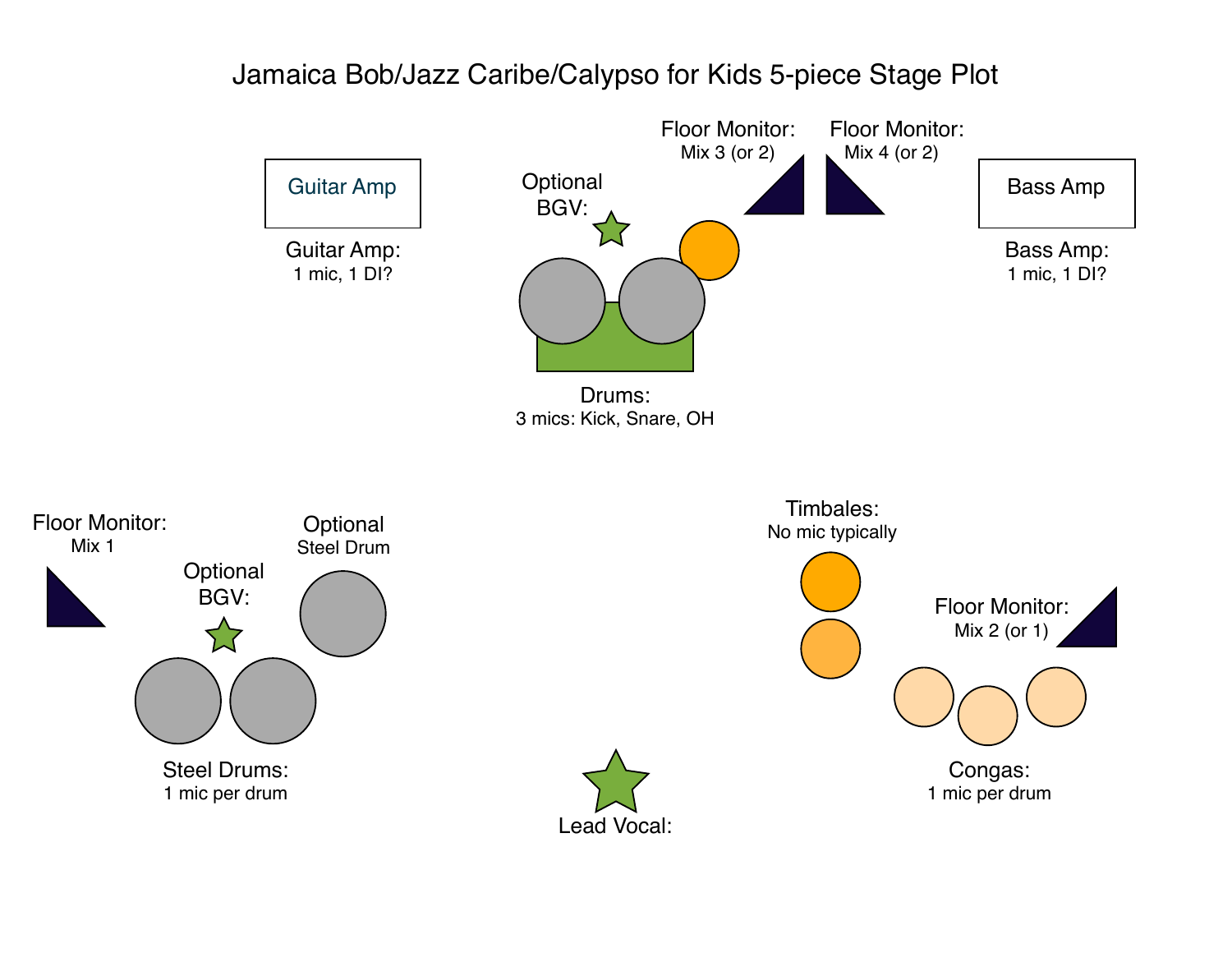# Jamaica Bob/Jazz Caribe/Calypso for Kids 5-piece Stage Plot

Guitar Amp

**Guitar Amp:**
1 mic, 1 DI?

Optional BGV:

Floor Monitor:
Mix 3 (or 2)

Floor Monitor:
Mix 4 (or 2)

Bass Amp

**Bass Amp:**
1 mic, 1 DI?

**Drums:**
3 mics: Kick, Snare, OH

Floor Monitor:
Mix 1

Optional BGV:

Optional
Steel Drum

**Steel Drums:**
1 mic per drum

Timbales:
No mic typically

Floor Monitor:
Mix 2 (or 1)

**Congas:**
1 mic per drum

**Lead Vocal:**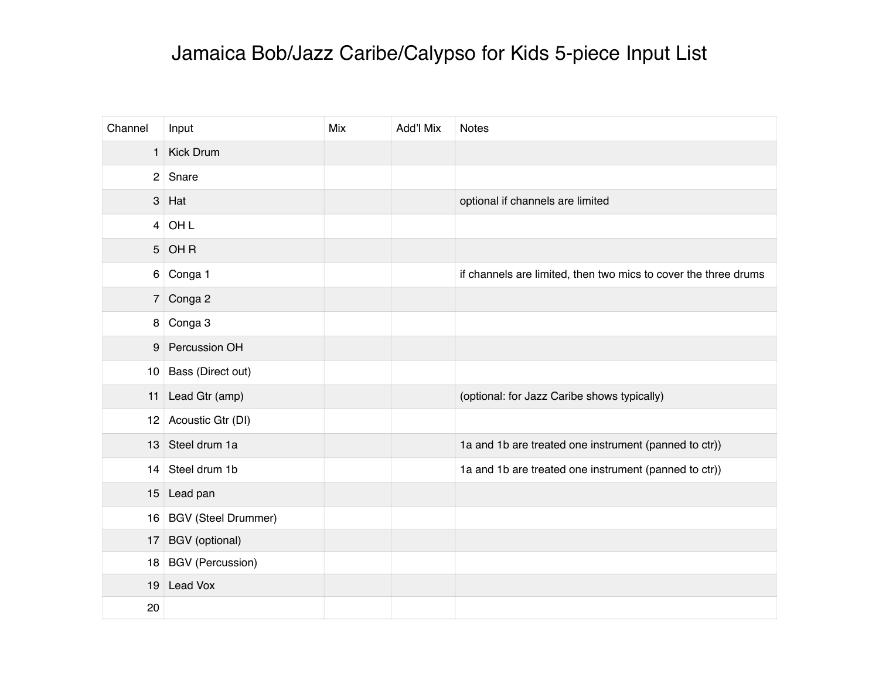# Jamaica Bob/Jazz Caribe/Calypso for Kids 5-piece Input List

| Channel | Input | Mix | Add'l Mix | Notes |
|---|---|---|---|---|
| 1 | Kick Drum | | | |
| 2 | Snare | | | |
| 3 | Hat | | | optional if channels are limited |
| 4 | OH L | | | |
| 5 | OH R | | | |
| 6 | Conga 1 | | | if channels are limited, then two mics to cover the three drums |
| 7 | Conga 2 | | | |
| 8 | Conga 3 | | | |
| 9 | Percussion OH | | | |
| 10 | Bass (Direct out) | | | |
| 11 | Lead Gtr (amp) | | | (optional: for Jazz Caribe shows typically) |
| 12 | Acoustic Gtr (DI) | | | |
| 13 | Steel drum 1a | | | 1a and 1b are treated one instrument (panned to ctr)) |
| 14 | Steel drum 1b | | | 1a and 1b are treated one instrument (panned to ctr)) |
| 15 | Lead pan | | | |
| 16 | BGV (Steel Drummer) | | | |
| 17 | BGV (optional) | | | |
| 18 | BGV (Percussion) | | | |
| 19 | Lead Vox | | | |
| 20 | | | | |